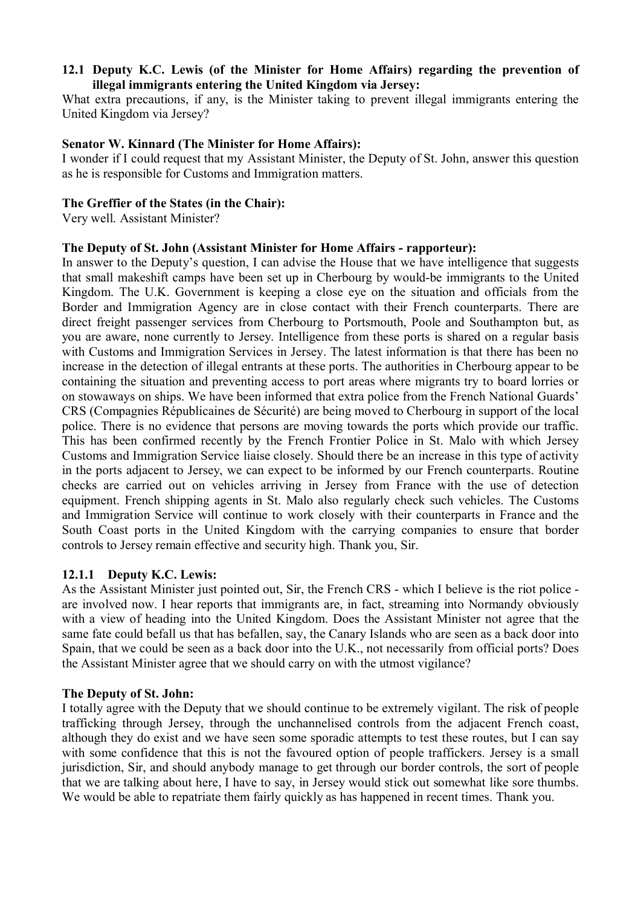### 12.1 Deputy K.C. Lewis (of the Minister for Home Affairs) regarding the prevention of illegal immigrants entering the United Kingdom via Jersey:

What extra precautions, if any, is the Minister taking to prevent illegal immigrants entering the United Kingdom via Jersey?

**Senator W. Kinnard (The Minister for Home Affairs):**

I wonder if I could request that my Assistant Minister, the Deputy of St. John, answer this question as he is responsible for Customs and Immigration matters.

**The Greffier of the States (in the Chair):**

Very well. Assistant Minister?

**The Deputy of St. John (Assistant Minister for Home Affairs - rapporteur):**

In answer to the Deputy's question, I can advise the House that we have intelligence that suggests that small makeshift camps have been set up in Cherbourg by would-be immigrants to the United Kingdom. The U.K. Government is keeping a close eye on the situation and officials from the Border and Immigration Agency are in close contact with their French counterparts. There are direct freight passenger services from Cherbourg to Portsmouth, Poole and Southampton but, as you are aware, none currently to Jersey. Intelligence from these ports is shared on a regular basis with Customs and Immigration Services in Jersey. The latest information is that there has been no increase in the detection of illegal entrants at these ports. The authorities in Cherbourg appear to be containing the situation and preventing access to port areas where migrants try to board lorries or on stowaways on ships. We have been informed that extra police from the French National Guards' CRS (Compagnies Républicaines de Sécurité) are being moved to Cherbourg in support of the local police. There is no evidence that persons are moving towards the ports which provide our traffic. This has been confirmed recently by the French Frontier Police in St. Malo with which Jersey Customs and Immigration Service liaise closely. Should there be an increase in this type of activity in the ports adjacent to Jersey, we can expect to be informed by our French counterparts. Routine checks are carried out on vehicles arriving in Jersey from France with the use of detection equipment. French shipping agents in St. Malo also regularly check such vehicles. The Customs and Immigration Service will continue to work closely with their counterparts in France and the South Coast ports in the United Kingdom with the carrying companies to ensure that border controls to Jersey remain effective and security high. Thank you, Sir.

#### 12.1.1 Deputy K.C. Lewis:

As the Assistant Minister just pointed out, Sir, the French CRS - which I believe is the riot police - are involved now. I hear reports that immigrants are, in fact, streaming into Normandy obviously with a view of heading into the United Kingdom. Does the Assistant Minister not agree that the same fate could befall us that has befallen, say, the Canary Islands who are seen as a back door into Spain, that we could be seen as a back door into the U.K., not necessarily from official ports? Does the Assistant Minister agree that we should carry on with the utmost vigilance?

**The Deputy of St. John:**

I totally agree with the Deputy that we should continue to be extremely vigilant. The risk of people trafficking through Jersey, through the unchannelised controls from the adjacent French coast, although they do exist and we have seen some sporadic attempts to test these routes, but I can say with some confidence that this is not the favoured option of people traffickers. Jersey is a small jurisdiction, Sir, and should anybody manage to get through our border controls, the sort of people that we are talking about here, I have to say, in Jersey would stick out somewhat like sore thumbs. We would be able to repatriate them fairly quickly as has happened in recent times. Thank you.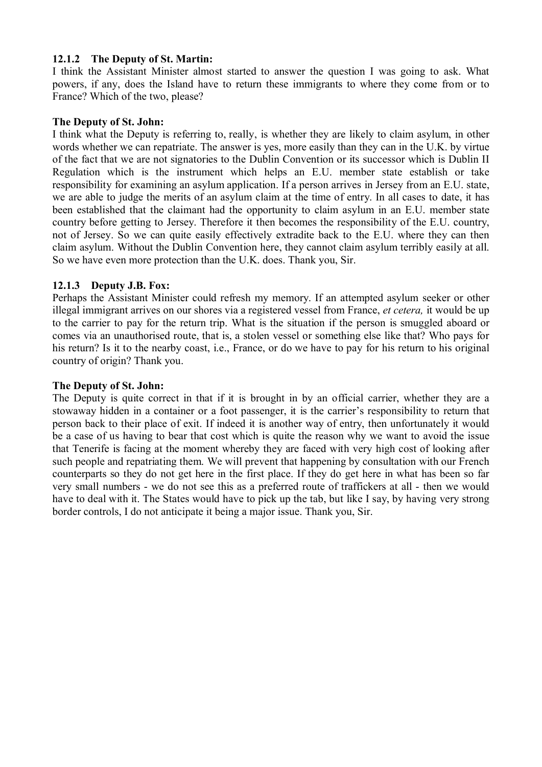### 12.1.2 The Deputy of St. Martin:

I think the Assistant Minister almost started to answer the question I was going to ask. What powers, if any, does the Island have to return these immigrants to where they come from or to France? Which of the two, please?

**The Deputy of St. John:**

I think what the Deputy is referring to, really, is whether they are likely to claim asylum, in other words whether we can repatriate. The answer is yes, more easily than they can in the U.K. by virtue of the fact that we are not signatories to the Dublin Convention or its successor which is Dublin II Regulation which is the instrument which helps an E.U. member state establish or take responsibility for examining an asylum application. If a person arrives in Jersey from an E.U. state, we are able to judge the merits of an asylum claim at the time of entry. In all cases to date, it has been established that the claimant had the opportunity to claim asylum in an E.U. member state country before getting to Jersey. Therefore it then becomes the responsibility of the E.U. country, not of Jersey. So we can quite easily effectively extradite back to the E.U. where they can then claim asylum. Without the Dublin Convention here, they cannot claim asylum terribly easily at all. So we have even more protection than the U.K. does. Thank you, Sir.

### 12.1.3 Deputy J.B. Fox:

Perhaps the Assistant Minister could refresh my memory. If an attempted asylum seeker or other illegal immigrant arrives on our shores via a registered vessel from France, *et cetera,* it would be up to the carrier to pay for the return trip. What is the situation if the person is smuggled aboard or comes via an unauthorised route, that is, a stolen vessel or something else like that? Who pays for his return? Is it to the nearby coast, i.e., France, or do we have to pay for his return to his original country of origin? Thank you.

**The Deputy of St. John:**

The Deputy is quite correct in that if it is brought in by an official carrier, whether they are a stowaway hidden in a container or a foot passenger, it is the carrier's responsibility to return that person back to their place of exit. If indeed it is another way of entry, then unfortunately it would be a case of us having to bear that cost which is quite the reason why we want to avoid the issue that Tenerife is facing at the moment whereby they are faced with very high cost of looking after such people and repatriating them. We will prevent that happening by consultation with our French counterparts so they do not get here in the first place. If they do get here in what has been so far very small numbers - we do not see this as a preferred route of traffickers at all - then we would have to deal with it. The States would have to pick up the tab, but like I say, by having very strong border controls, I do not anticipate it being a major issue. Thank you, Sir.